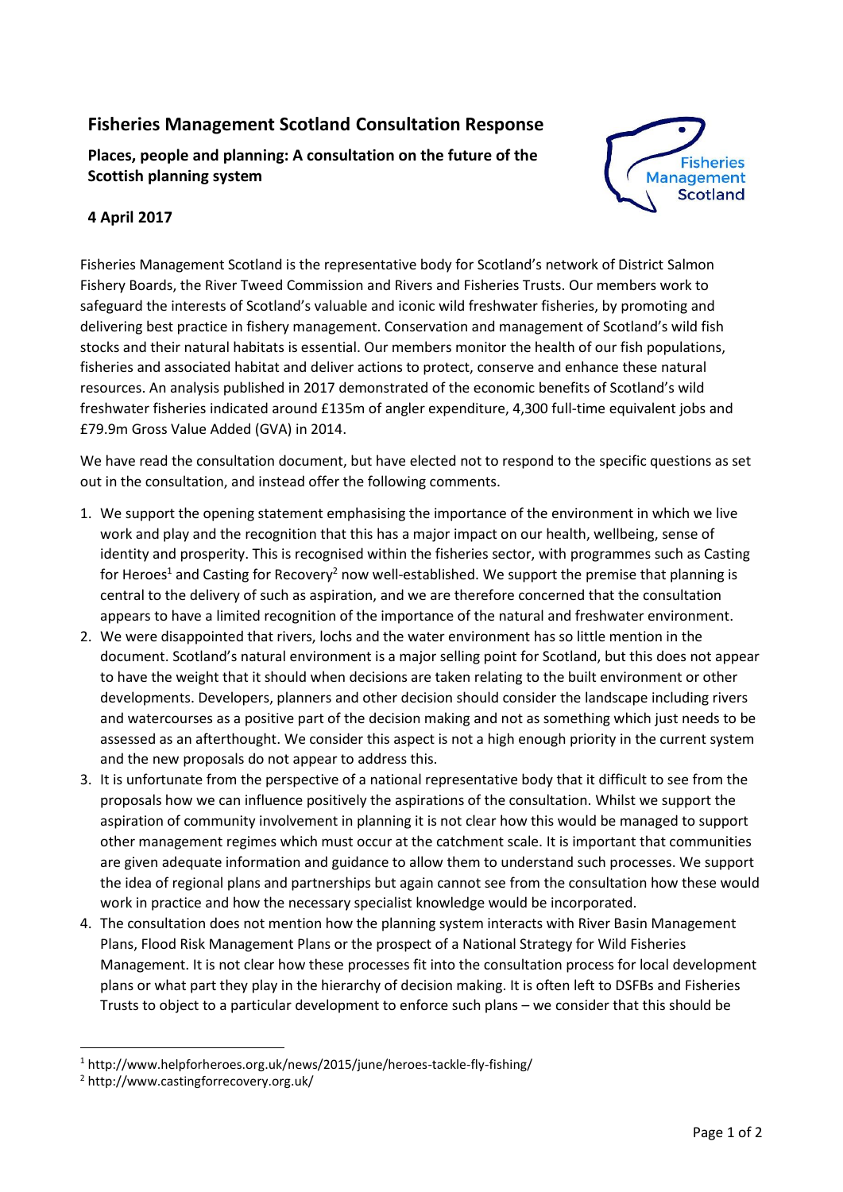# Fisheries Management Scotland Consultation Response

**Places, people and planning: A consultation on the future of the Scottish planning system**

**4 April 2017**

Fisheries Management Scotland is the representative body for Scotland's network of District Salmon Fishery Boards, the River Tweed Commission and Rivers and Fisheries Trusts. Our members work to safeguard the interests of Scotland's valuable and iconic wild freshwater fisheries, by promoting and delivering best practice in fishery management. Conservation and management of Scotland's wild fish stocks and their natural habitats is essential. Our members monitor the health of our fish populations, fisheries and associated habitat and deliver actions to protect, conserve and enhance these natural resources. An analysis published in 2017 demonstrated of the economic benefits of Scotland's wild freshwater fisheries indicated around £135m of angler expenditure, 4,300 full-time equivalent jobs and £79.9m Gross Value Added (GVA) in 2014.

We have read the consultation document, but have elected not to respond to the specific questions as set out in the consultation, and instead offer the following comments.

1. We support the opening statement emphasising the importance of the environment in which we live work and play and the recognition that this has a major impact on our health, wellbeing, sense of identity and prosperity. This is recognised within the fisheries sector, with programmes such as Casting for Heroes[1] and Casting for Recovery[2] now well-established. We support the premise that planning is central to the delivery of such as aspiration, and we are therefore concerned that the consultation appears to have a limited recognition of the importance of the natural and freshwater environment.
2. We were disappointed that rivers, lochs and the water environment has so little mention in the document. Scotland's natural environment is a major selling point for Scotland, but this does not appear to have the weight that it should when decisions are taken relating to the built environment or other developments. Developers, planners and other decision should consider the landscape including rivers and watercourses as a positive part of the decision making and not as something which just needs to be assessed as an afterthought. We consider this aspect is not a high enough priority in the current system and the new proposals do not appear to address this.
3. It is unfortunate from the perspective of a national representative body that it difficult to see from the proposals how we can influence positively the aspirations of the consultation. Whilst we support the aspiration of community involvement in planning it is not clear how this would be managed to support other management regimes which must occur at the catchment scale. It is important that communities are given adequate information and guidance to allow them to understand such processes. We support the idea of regional plans and partnerships but again cannot see from the consultation how these would work in practice and how the necessary specialist knowledge would be incorporated.
4. The consultation does not mention how the planning system interacts with River Basin Management Plans, Flood Risk Management Plans or the prospect of a National Strategy for Wild Fisheries Management. It is not clear how these processes fit into the consultation process for local development plans or what part they play in the hierarchy of decision making. It is often left to DSFBs and Fisheries Trusts to object to a particular development to enforce such plans – we consider that this should be

[1] http://www.helpforheroes.org.uk/news/2015/june/heroes-tackle-fly-fishing/
[2] http://www.castingforrecovery.org.uk/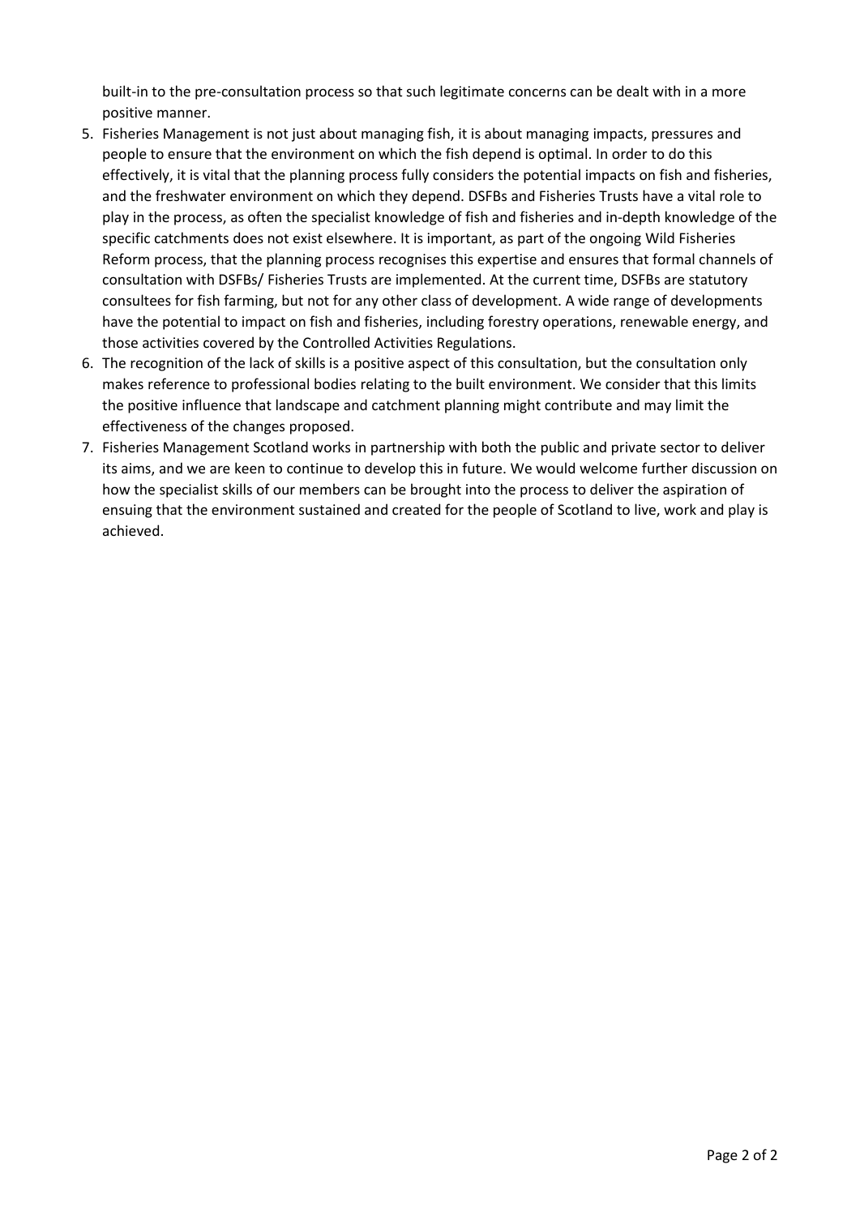built-in to the pre-consultation process so that such legitimate concerns can be dealt with in a more positive manner.

5. Fisheries Management is not just about managing fish, it is about managing impacts, pressures and people to ensure that the environment on which the fish depend is optimal. In order to do this effectively, it is vital that the planning process fully considers the potential impacts on fish and fisheries, and the freshwater environment on which they depend. DSFBs and Fisheries Trusts have a vital role to play in the process, as often the specialist knowledge of fish and fisheries and in-depth knowledge of the specific catchments does not exist elsewhere. It is important, as part of the ongoing Wild Fisheries Reform process, that the planning process recognises this expertise and ensures that formal channels of consultation with DSFBs/ Fisheries Trusts are implemented. At the current time, DSFBs are statutory consultees for fish farming, but not for any other class of development. A wide range of developments have the potential to impact on fish and fisheries, including forestry operations, renewable energy, and those activities covered by the Controlled Activities Regulations.
6. The recognition of the lack of skills is a positive aspect of this consultation, but the consultation only makes reference to professional bodies relating to the built environment. We consider that this limits the positive influence that landscape and catchment planning might contribute and may limit the effectiveness of the changes proposed.
7. Fisheries Management Scotland works in partnership with both the public and private sector to deliver its aims, and we are keen to continue to develop this in future. We would welcome further discussion on how the specialist skills of our members can be brought into the process to deliver the aspiration of ensuing that the environment sustained and created for the people of Scotland to live, work and play is achieved.